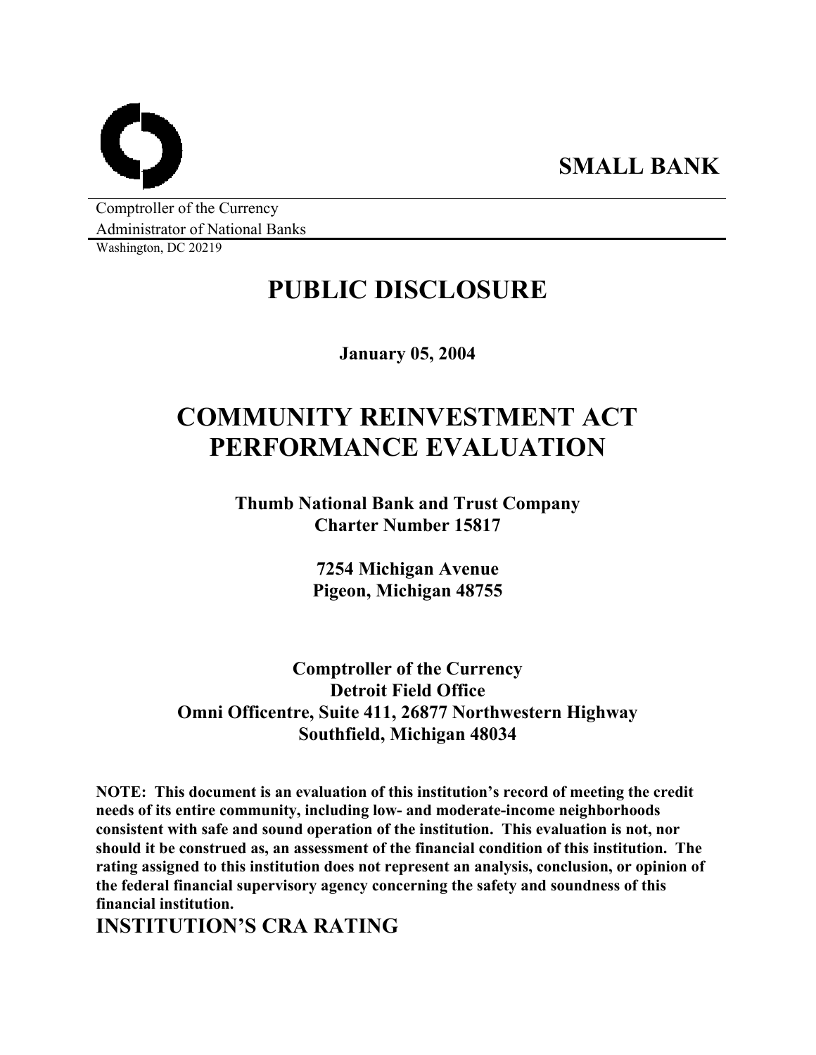**SMALL BANK**

Comptroller of the Currency
Administrator of National Banks
Washington, DC 20219

# PUBLIC DISCLOSURE

**January 05, 2004**

# COMMUNITY REINVESTMENT ACT PERFORMANCE EVALUATION

**Thumb National Bank and Trust Company**
**Charter Number 15817**

**7254 Michigan Avenue**
**Pigeon, Michigan 48755**

**Comptroller of the Currency**
**Detroit Field Office**
**Omni Officentre, Suite 411, 26877 Northwestern Highway**
**Southfield, Michigan 48034**

**NOTE: This document is an evaluation of this institution's record of meeting the credit needs of its entire community, including low- and moderate-income neighborhoods consistent with safe and sound operation of the institution. This evaluation is not, nor should it be construed as, an assessment of the financial condition of this institution. The rating assigned to this institution does not represent an analysis, conclusion, or opinion of the federal financial supervisory agency concerning the safety and soundness of this financial institution.**

## INSTITUTION'S CRA RATING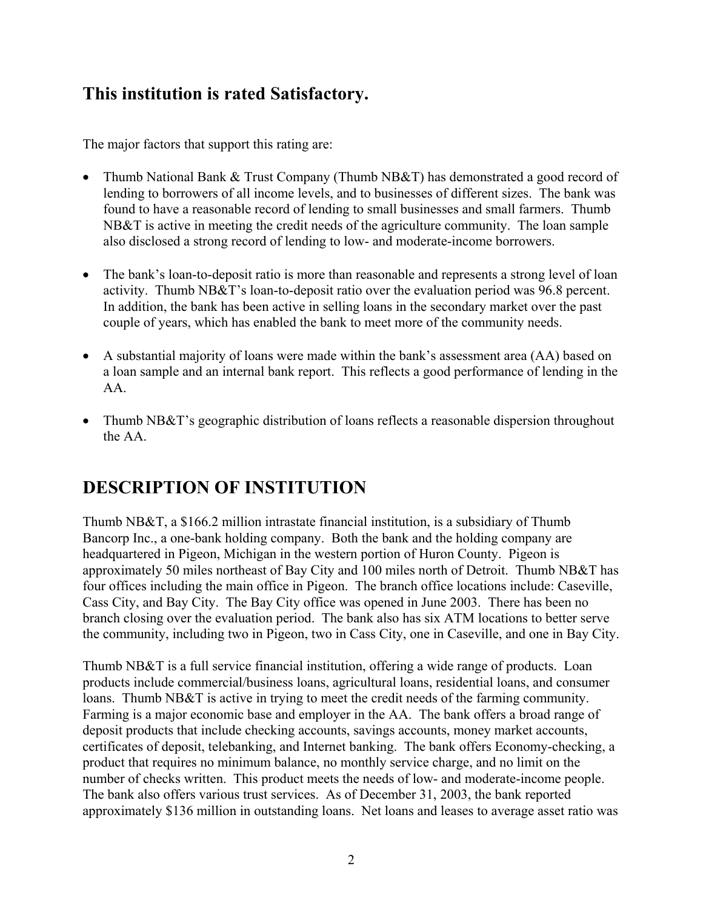## This institution is rated Satisfactory.

The major factors that support this rating are:

- Thumb National Bank & Trust Company (Thumb NB&T) has demonstrated a good record of lending to borrowers of all income levels, and to businesses of different sizes. The bank was found to have a reasonable record of lending to small businesses and small farmers. Thumb NB&T is active in meeting the credit needs of the agriculture community. The loan sample also disclosed a strong record of lending to low- and moderate-income borrowers.

- The bank's loan-to-deposit ratio is more than reasonable and represents a strong level of loan activity. Thumb NB&T's loan-to-deposit ratio over the evaluation period was 96.8 percent. In addition, the bank has been active in selling loans in the secondary market over the past couple of years, which has enabled the bank to meet more of the community needs.

- A substantial majority of loans were made within the bank's assessment area (AA) based on a loan sample and an internal bank report. This reflects a good performance of lending in the AA.

- Thumb NB&T's geographic distribution of loans reflects a reasonable dispersion throughout the AA.

# DESCRIPTION OF INSTITUTION

Thumb NB&T, a $166.2 million intrastate financial institution, is a subsidiary of Thumb Bancorp Inc., a one-bank holding company. Both the bank and the holding company are headquartered in Pigeon, Michigan in the western portion of Huron County. Pigeon is approximately 50 miles northeast of Bay City and 100 miles north of Detroit. Thumb NB&T has four offices including the main office in Pigeon. The branch office locations include: Caseville, Cass City, and Bay City. The Bay City office was opened in June 2003. There has been no branch closing over the evaluation period. The bank also has six ATM locations to better serve the community, including two in Pigeon, two in Cass City, one in Caseville, and one in Bay City.

Thumb NB&T is a full service financial institution, offering a wide range of products. Loan products include commercial/business loans, agricultural loans, residential loans, and consumer loans. Thumb NB&T is active in trying to meet the credit needs of the farming community. Farming is a major economic base and employer in the AA. The bank offers a broad range of deposit products that include checking accounts, savings accounts, money market accounts, certificates of deposit, telebanking, and Internet banking. The bank offers Economy-checking, a product that requires no minimum balance, no monthly service charge, and no limit on the number of checks written. This product meets the needs of low- and moderate-income people. The bank also offers various trust services. As of December 31, 2003, the bank reported approximately $136 million in outstanding loans. Net loans and leases to average asset ratio was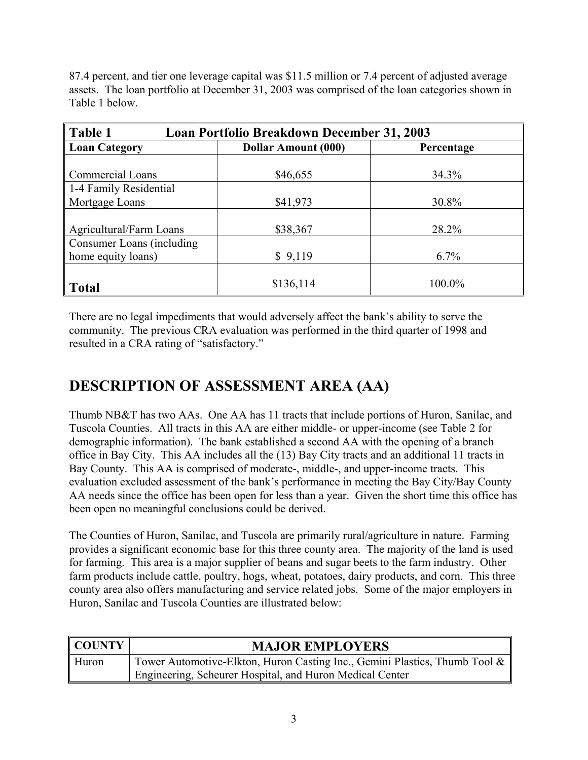87.4 percent, and tier one leverage capital was $11.5 million or 7.4 percent of adjusted average assets. The loan portfolio at December 31, 2003 was comprised of the loan categories shown in Table 1 below.

| Table 1 Loan Portfolio Breakdown December 31, 2003 | | |
|---|---|---|
| **Loan Category** | **Dollar Amount (000)** | **Percentage** |
| Commercial Loans | $46,655 | 34.3% |
| 1-4 Family Residential Mortgage Loans | $41,973 | 30.8% |
| Agricultural/Farm Loans | $38,367 | 28.2% |
| Consumer Loans (including home equity loans) | $ 9,119 | 6.7% |
| **Total** | $136,114 | 100.0% |

There are no legal impediments that would adversely affect the bank's ability to serve the community. The previous CRA evaluation was performed in the third quarter of 1998 and resulted in a CRA rating of "satisfactory."

# DESCRIPTION OF ASSESSMENT AREA (AA)

Thumb NB&T has two AAs. One AA has 11 tracts that include portions of Huron, Sanilac, and Tuscola Counties. All tracts in this AA are either middle- or upper-income (see Table 2 for demographic information). The bank established a second AA with the opening of a branch office in Bay City. This AA includes all the (13) Bay City tracts and an additional 11 tracts in Bay County. This AA is comprised of moderate-, middle-, and upper-income tracts. This evaluation excluded assessment of the bank's performance in meeting the Bay City/Bay County AA needs since the office has been open for less than a year. Given the short time this office has been open no meaningful conclusions could be derived.

The Counties of Huron, Sanilac, and Tuscola are primarily rural/agriculture in nature. Farming provides a significant economic base for this three county area. The majority of the land is used for farming. This area is a major supplier of beans and sugar beets to the farm industry. Other farm products include cattle, poultry, hogs, wheat, potatoes, dairy products, and corn. This three county area also offers manufacturing and service related jobs. Some of the major employers in Huron, Sanilac and Tuscola Counties are illustrated below:

| COUNTY | MAJOR EMPLOYERS |
|---|---|
| Huron | Tower Automotive-Elkton, Huron Casting Inc., Gemini Plastics, Thumb Tool & Engineering, Scheurer Hospital, and Huron Medical Center |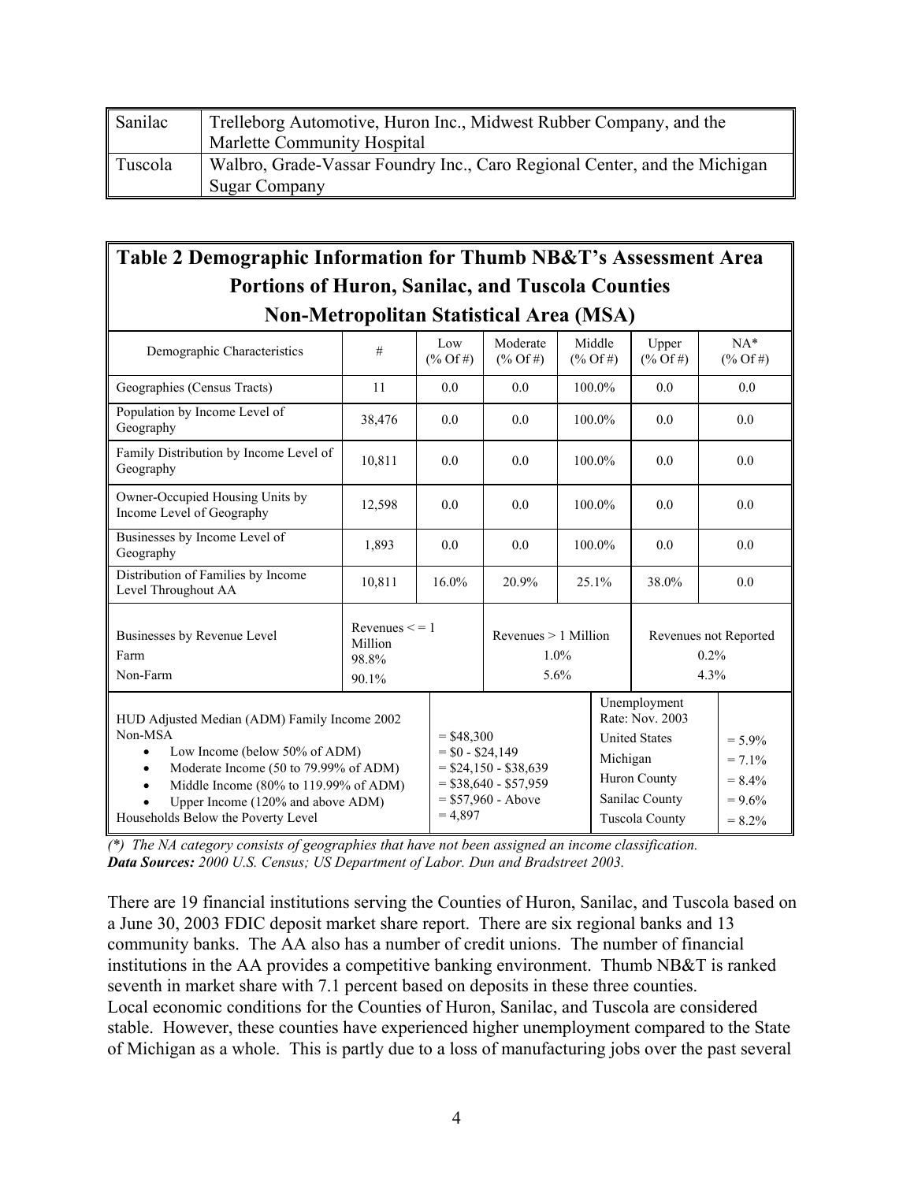| Sanilac | Trelleborg Automotive, Huron Inc., Midwest Rubber Company, and the Marlette Community Hospital |
|---|---|
| Tuscola | Walbro, Grade-Vassar Foundry Inc., Caro Regional Center, and the Michigan Sugar Company |

**Table 2 Demographic Information for Thumb NB&T's Assessment Area Portions of Huron, Sanilac, and Tuscola Counties Non-Metropolitan Statistical Area (MSA)**

| Demographic Characteristics | # | Low (% Of #) | Moderate (% Of #) | Middle (% Of #) | Upper (% Of #) | NA* (% Of #) |
|---|---|---|---|---|---|---|
| Geographies (Census Tracts) | 11 | 0.0 | 0.0 | 100.0% | 0.0 | 0.0 |
| Population by Income Level of Geography | 38,476 | 0.0 | 0.0 | 100.0% | 0.0 | 0.0 |
| Family Distribution by Income Level of Geography | 10,811 | 0.0 | 0.0 | 100.0% | 0.0 | 0.0 |
| Owner-Occupied Housing Units by Income Level of Geography | 12,598 | 0.0 | 0.0 | 100.0% | 0.0 | 0.0 |
| Businesses by Income Level of Geography | 1,893 | 0.0 | 0.0 | 100.0% | 0.0 | 0.0 |
| Distribution of Families by Income Level Throughout AA | 10,811 | 16.0% | 20.9% | 25.1% | 38.0% | 0.0 |

| Businesses by Revenue Level | Revenues < = 1 Million | Revenues > 1 Million | Revenues not Reported |
|---|---|---|---|
| Farm | 98.8% | 1.0% | 0.2% |
| Non-Farm | 90.1% | 5.6% | 4.3% |

| HUD Adjusted Median (ADM) Family Income 2002 Non-MSA | = $48,300 | Unemployment Rate: Nov. 2003 | |
|---|---|---|---|
| • Low Income (below 50% of ADM) | = $0 - $24,149 | United States | = 5.9% |
| • Moderate Income (50 to 79.99% of ADM) | = $24,150 - $38,639 | Michigan | = 7.1% |
| • Middle Income (80% to 119.99% of ADM) | = $38,640 - $57,959 | Huron County | = 8.4% |
| • Upper Income (120% and above ADM) | = $57,960 - Above | Sanilac County | = 9.6% |
| Households Below the Poverty Level | = 4,897 | Tuscola County | = 8.2% |

*(\*) The NA category consists of geographies that have not been assigned an income classification.*
***Data Sources:** 2000 U.S. Census; US Department of Labor. Dun and Bradstreet 2003.*

There are 19 financial institutions serving the Counties of Huron, Sanilac, and Tuscola based on a June 30, 2003 FDIC deposit market share report. There are six regional banks and 13 community banks. The AA also has a number of credit unions. The number of financial institutions in the AA provides a competitive banking environment. Thumb NB&T is ranked seventh in market share with 7.1 percent based on deposits in these three counties.
Local economic conditions for the Counties of Huron, Sanilac, and Tuscola are considered stable. However, these counties have experienced higher unemployment compared to the State of Michigan as a whole. This is partly due to a loss of manufacturing jobs over the past several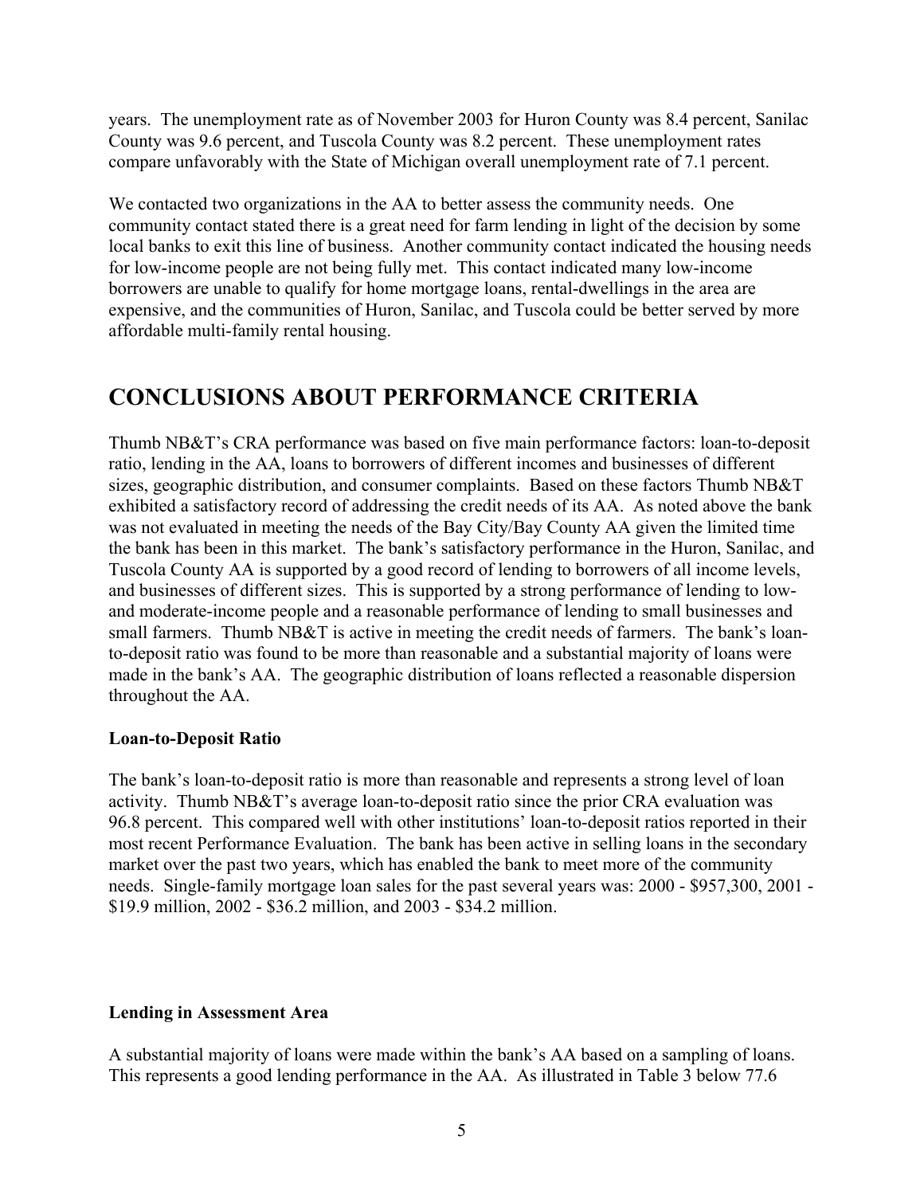years. The unemployment rate as of November 2003 for Huron County was 8.4 percent, Sanilac County was 9.6 percent, and Tuscola County was 8.2 percent. These unemployment rates compare unfavorably with the State of Michigan overall unemployment rate of 7.1 percent.

We contacted two organizations in the AA to better assess the community needs. One community contact stated there is a great need for farm lending in light of the decision by some local banks to exit this line of business. Another community contact indicated the housing needs for low-income people are not being fully met. This contact indicated many low-income borrowers are unable to qualify for home mortgage loans, rental-dwellings in the area are expensive, and the communities of Huron, Sanilac, and Tuscola could be better served by more affordable multi-family rental housing.

# CONCLUSIONS ABOUT PERFORMANCE CRITERIA

Thumb NB&T's CRA performance was based on five main performance factors: loan-to-deposit ratio, lending in the AA, loans to borrowers of different incomes and businesses of different sizes, geographic distribution, and consumer complaints. Based on these factors Thumb NB&T exhibited a satisfactory record of addressing the credit needs of its AA. As noted above the bank was not evaluated in meeting the needs of the Bay City/Bay County AA given the limited time the bank has been in this market. The bank's satisfactory performance in the Huron, Sanilac, and Tuscola County AA is supported by a good record of lending to borrowers of all income levels, and businesses of different sizes. This is supported by a strong performance of lending to low- and moderate-income people and a reasonable performance of lending to small businesses and small farmers. Thumb NB&T is active in meeting the credit needs of farmers. The bank's loan-to-deposit ratio was found to be more than reasonable and a substantial majority of loans were made in the bank's AA. The geographic distribution of loans reflected a reasonable dispersion throughout the AA.

**Loan-to-Deposit Ratio**

The bank's loan-to-deposit ratio is more than reasonable and represents a strong level of loan activity. Thumb NB&T's average loan-to-deposit ratio since the prior CRA evaluation was 96.8 percent. This compared well with other institutions' loan-to-deposit ratios reported in their most recent Performance Evaluation. The bank has been active in selling loans in the secondary market over the past two years, which has enabled the bank to meet more of the community needs. Single-family mortgage loan sales for the past several years was: 2000 - $957,300, 2001 - $19.9 million, 2002 - $36.2 million, and 2003 - $34.2 million.

**Lending in Assessment Area**

A substantial majority of loans were made within the bank's AA based on a sampling of loans. This represents a good lending performance in the AA. As illustrated in Table 3 below 77.6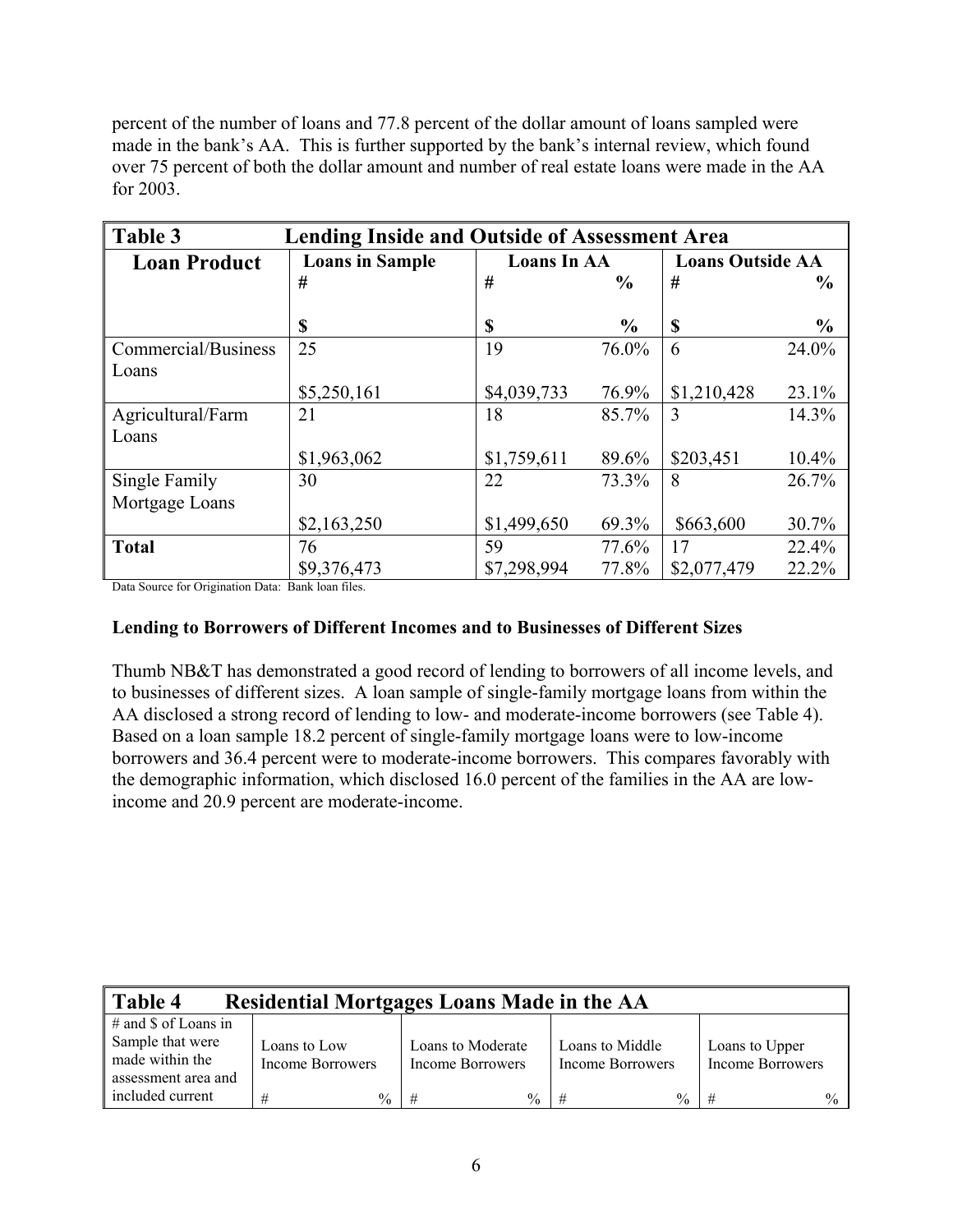percent of the number of loans and 77.8 percent of the dollar amount of loans sampled were made in the bank's AA. This is further supported by the bank's internal review, which found over 75 percent of both the dollar amount and number of real estate loans were made in the AA for 2003.

| **Table 3** | **Lending Inside and Outside of Assessment Area** | | | | |
|---|---|---|---|---|---|
| **Loan Product** | **Loans in Sample** | **Loans In AA** | | **Loans Outside AA** | |
| | **#** | **#** | **%** | **#** | **%** |
| | **$** | **$** | **%** | **$** | **%** |
| Commercial/Business Loans | 25 | 19 | 76.0% | 6 | 24.0% |
| | $5,250,161 | $4,039,733 | 76.9% | $1,210,428 | 23.1% |
| Agricultural/Farm Loans | 21 | 18 | 85.7% | 3 | 14.3% |
| | $1,963,062 | $1,759,611 | 89.6% | $203,451 | 10.4% |
| Single Family Mortgage Loans | 30 | 22 | 73.3% | 8 | 26.7% |
| | $2,163,250 | $1,499,650 | 69.3% | $663,600 | 30.7% |
| **Total** | 76 | 59 | 77.6% | 17 | 22.4% |
| | $9,376,473 | $7,298,994 | 77.8% | $2,077,479 | 22.2% |

Data Source for Origination Data: Bank loan files.

**Lending to Borrowers of Different Incomes and to Businesses of Different Sizes**

Thumb NB&T has demonstrated a good record of lending to borrowers of all income levels, and to businesses of different sizes. A loan sample of single-family mortgage loans from within the AA disclosed a strong record of lending to low- and moderate-income borrowers (see Table 4). Based on a loan sample 18.2 percent of single-family mortgage loans were to low-income borrowers and 36.4 percent were to moderate-income borrowers. This compares favorably with the demographic information, which disclosed 16.0 percent of the families in the AA are low-income and 20.9 percent are moderate-income.

| **Table 4** | **Residential Mortgages Loans Made in the AA** | | | | | | | |
|---|---|---|---|---|---|---|---|---|
| # and $ of Loans in Sample that were made within the assessment area and included current | Loans to Low Income Borrowers | | Loans to Moderate Income Borrowers | | Loans to Middle Income Borrowers | | Loans to Upper Income Borrowers | |
| | # | % | # | % | # | % | # | % |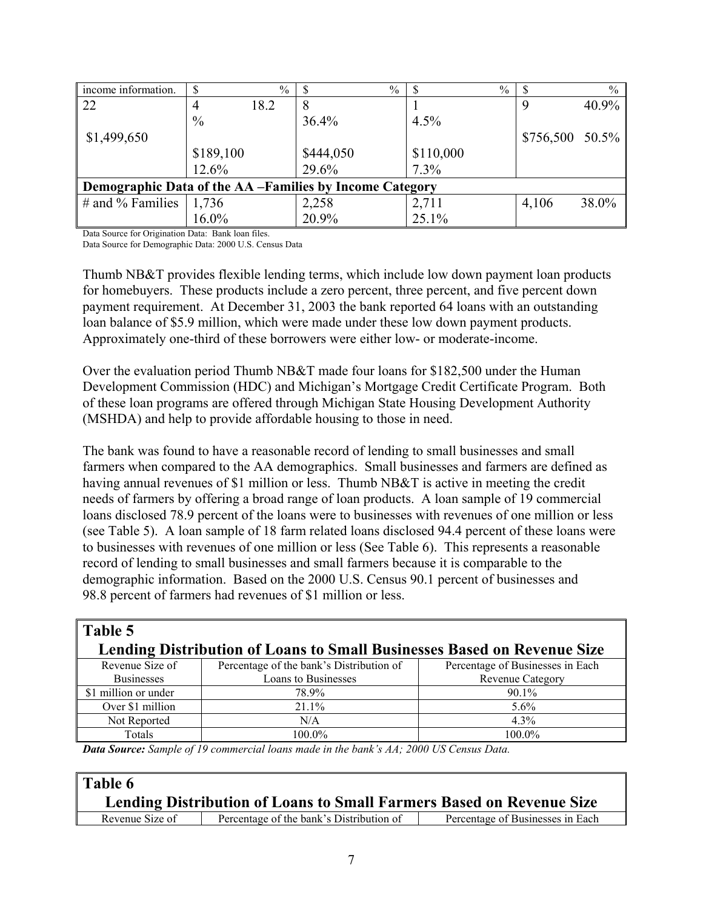| income information. | $ % | $ % | $ % | $ % |
|---|---|---|---|---|
| 22 | 4 18.2 % | 8 36.4% | 1 4.5% | 9 40.9% |
| $1,499,650 | $189,100 12.6% | $444,050 29.6% | $110,000 7.3% | $756,500 50.5% |
| **Demographic Data of the AA –Families by Income Category** | | | | |
| # and % Families | 1,736 16.0% | 2,258 20.9% | 2,711 25.1% | 4,106 38.0% |

Data Source for Origination Data: Bank loan files.
Data Source for Demographic Data: 2000 U.S. Census Data

Thumb NB&T provides flexible lending terms, which include low down payment loan products for homebuyers. These products include a zero percent, three percent, and five percent down payment requirement. At December 31, 2003 the bank reported 64 loans with an outstanding loan balance of $5.9 million, which were made under these low down payment products. Approximately one-third of these borrowers were either low- or moderate-income.

Over the evaluation period Thumb NB&T made four loans for $182,500 under the Human Development Commission (HDC) and Michigan's Mortgage Credit Certificate Program. Both of these loan programs are offered through Michigan State Housing Development Authority (MSHDA) and help to provide affordable housing to those in need.

The bank was found to have a reasonable record of lending to small businesses and small farmers when compared to the AA demographics. Small businesses and farmers are defined as having annual revenues of $1 million or less. Thumb NB&T is active in meeting the credit needs of farmers by offering a broad range of loan products. A loan sample of 19 commercial loans disclosed 78.9 percent of the loans were to businesses with revenues of one million or less (see Table 5). A loan sample of 18 farm related loans disclosed 94.4 percent of these loans were to businesses with revenues of one million or less (See Table 6). This represents a reasonable record of lending to small businesses and small farmers because it is comparable to the demographic information. Based on the 2000 U.S. Census 90.1 percent of businesses and 98.8 percent of farmers had revenues of $1 million or less.

**Table 5**
**Lending Distribution of Loans to Small Businesses Based on Revenue Size**

| Revenue Size of Businesses | Percentage of the bank's Distribution of Loans to Businesses | Percentage of Businesses in Each Revenue Category |
|---|---|---|
| $1 million or under | 78.9% | 90.1% |
| Over $1 million | 21.1% | 5.6% |
| Not Reported | N/A | 4.3% |
| Totals | 100.0% | 100.0% |

***Data Source:*** *Sample of 19 commercial loans made in the bank's AA; 2000 US Census Data.*

**Table 6**
**Lending Distribution of Loans to Small Farmers Based on Revenue Size**

| Revenue Size of | Percentage of the bank's Distribution of | Percentage of Businesses in Each |
|---|---|---|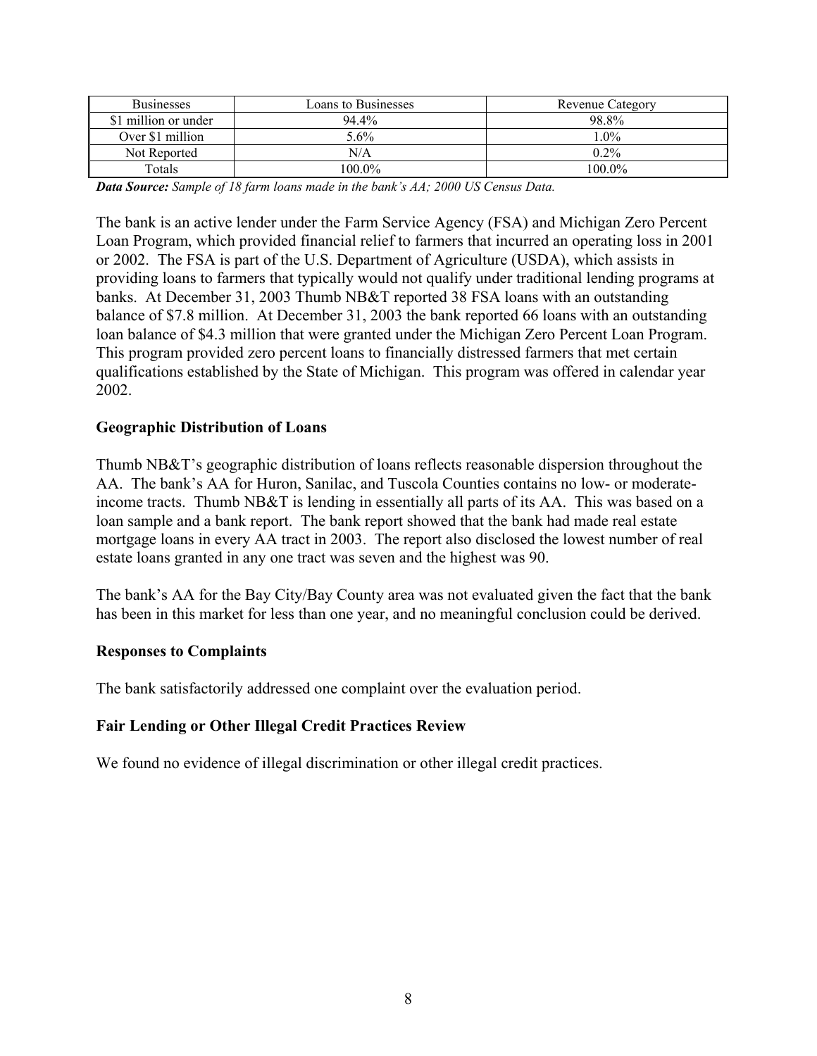| Businesses | Loans to Businesses | Revenue Category |
|---|---|---|
| \$1 million or under | 94.4% | 98.8% |
| Over \$1 million | 5.6% | 1.0% |
| Not Reported | N/A | 0.2% |
| Totals | 100.0% | 100.0% |

***Data Source:*** *Sample of 18 farm loans made in the bank's AA; 2000 US Census Data.*

The bank is an active lender under the Farm Service Agency (FSA) and Michigan Zero Percent Loan Program, which provided financial relief to farmers that incurred an operating loss in 2001 or 2002. The FSA is part of the U.S. Department of Agriculture (USDA), which assists in providing loans to farmers that typically would not qualify under traditional lending programs at banks. At December 31, 2003 Thumb NB&T reported 38 FSA loans with an outstanding balance of \$7.8 million. At December 31, 2003 the bank reported 66 loans with an outstanding loan balance of \$4.3 million that were granted under the Michigan Zero Percent Loan Program. This program provided zero percent loans to financially distressed farmers that met certain qualifications established by the State of Michigan. This program was offered in calendar year 2002.

**Geographic Distribution of Loans**

Thumb NB&T's geographic distribution of loans reflects reasonable dispersion throughout the AA. The bank's AA for Huron, Sanilac, and Tuscola Counties contains no low- or moderate-income tracts. Thumb NB&T is lending in essentially all parts of its AA. This was based on a loan sample and a bank report. The bank report showed that the bank had made real estate mortgage loans in every AA tract in 2003. The report also disclosed the lowest number of real estate loans granted in any one tract was seven and the highest was 90.

The bank's AA for the Bay City/Bay County area was not evaluated given the fact that the bank has been in this market for less than one year, and no meaningful conclusion could be derived.

**Responses to Complaints**

The bank satisfactorily addressed one complaint over the evaluation period.

**Fair Lending or Other Illegal Credit Practices Review**

We found no evidence of illegal discrimination or other illegal credit practices.